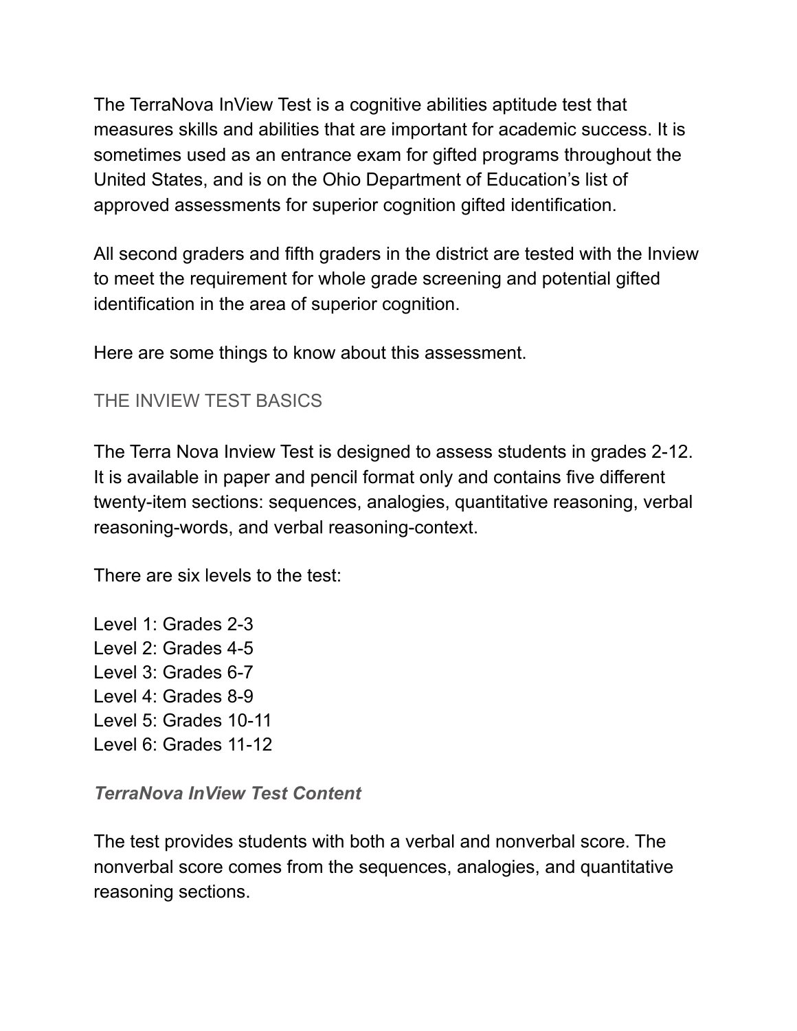The TerraNova InView Test is a cognitive abilities aptitude test that measures skills and abilities that are important for academic success. It is sometimes used as an entrance exam for gifted programs throughout the United States, and is on the Ohio Department of Education's list of approved assessments for superior cognition gifted identification.

All second graders and fifth graders in the district are tested with the Inview to meet the requirement for whole grade screening and potential gifted identification in the area of superior cognition.

Here are some things to know about this assessment.

## THE INVIEW TEST BASICS

The Terra Nova Inview Test is designed to assess students in grades 2-12. It is available in paper and pencil format only and contains five different twenty-item sections: sequences, analogies, quantitative reasoning, verbal reasoning-words, and verbal reasoning-context.

There are six levels to the test:

Level 1: Grades 2-3
Level 2: Grades 4-5
Level 3: Grades 6-7
Level 4: Grades 8-9
Level 5: Grades 10-11
Level 6: Grades 11-12

### *TerraNova InView Test Content*

The test provides students with both a verbal and nonverbal score. The nonverbal score comes from the sequences, analogies, and quantitative reasoning sections.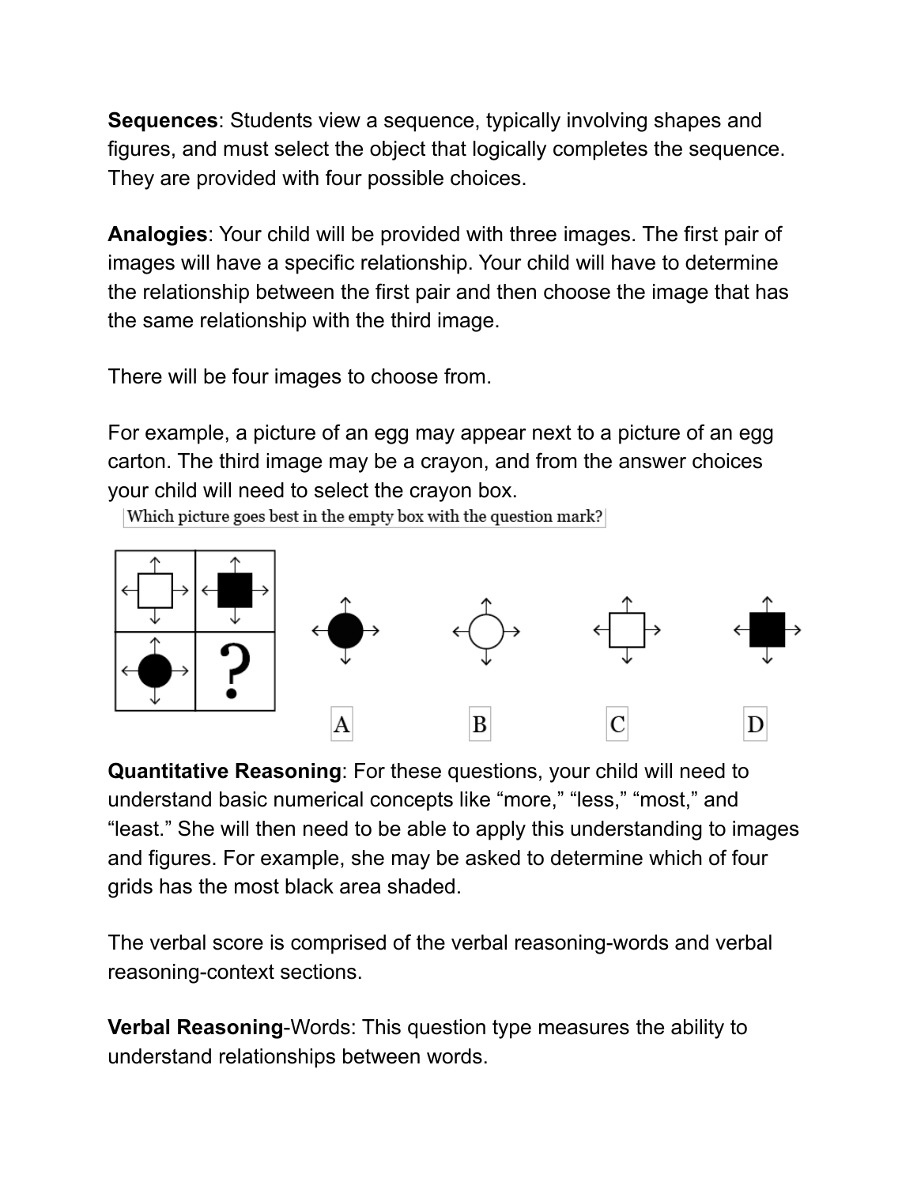**Sequences**: Students view a sequence, typically involving shapes and figures, and must select the object that logically completes the sequence. They are provided with four possible choices.

**Analogies**: Your child will be provided with three images. The first pair of images will have a specific relationship. Your child will have to determine the relationship between the first pair and then choose the image that has the same relationship with the third image.

There will be four images to choose from.

For example, a picture of an egg may appear next to a picture of an egg carton. The third image may be a crayon, and from the answer choices your child will need to select the crayon box.

Which picture goes best in the empty box with the question mark?

?

A B C D

**Quantitative Reasoning**: For these questions, your child will need to understand basic numerical concepts like "more," "less," "most," and "least." She will then need to be able to apply this understanding to images and figures. For example, she may be asked to determine which of four grids has the most black area shaded.

The verbal score is comprised of the verbal reasoning-words and verbal reasoning-context sections.

**Verbal Reasoning**-Words: This question type measures the ability to understand relationships between words.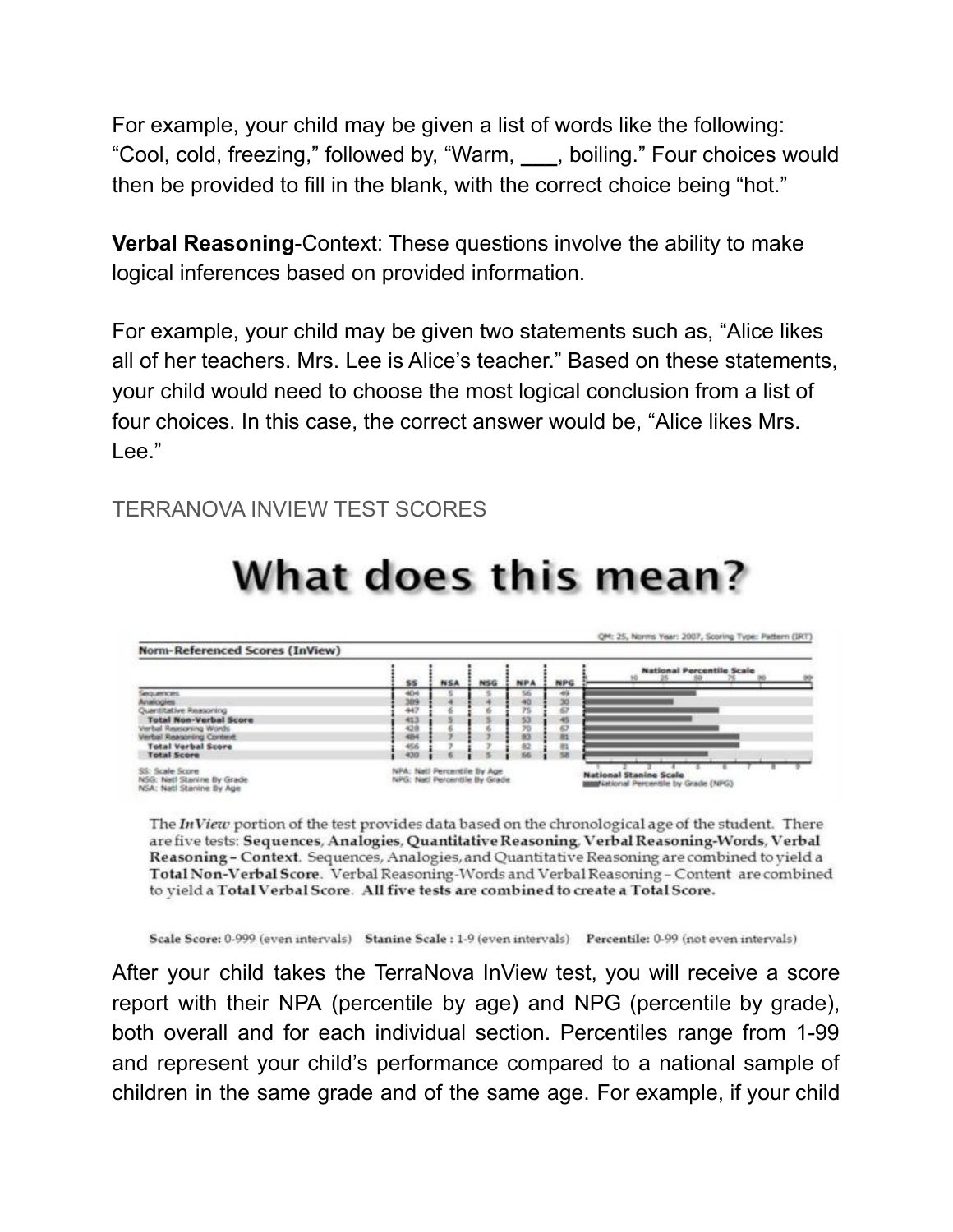For example, your child may be given a list of words like the following: “Cool, cold, freezing,” followed by, “Warm, ___, boiling.” Four choices would then be provided to fill in the blank, with the correct choice being “hot.”

**Verbal Reasoning**-Context: These questions involve the ability to make logical inferences based on provided information.

For example, your child may be given two statements such as, “Alice likes all of her teachers. Mrs. Lee is Alice’s teacher.” Based on these statements, your child would need to choose the most logical conclusion from a list of four choices. In this case, the correct answer would be, “Alice likes Mrs. Lee.”

TERRANOVA INVIEW TEST SCORES

# What does this mean?

QM: 25, Norms Year: 2007, Scoring Type: Pattern (IRT)

**Norm-Referenced Scores (InView)**

| | SS | NSA | NSG | NPA | NPG |
|---|---|---|---|---|---|
| Sequences | 404 | 5 | 5 | 56 | 49 |
| Analogies | 389 | 4 | 4 | 40 | 30 |
| Quantitative Reasoning | 447 | 6 | 6 | 75 | 67 |
| **Total Non-Verbal Score** | 413 | 5 | 5 | 53 | 45 |
| Verbal Reasoning Words | 428 | 6 | 6 | 70 | 67 |
| Verbal Reasoning Context | 484 | 7 | 7 | 83 | 81 |
| **Total Verbal Score** | 456 | 7 | 7 | 82 | 81 |
| **Total Score** | 430 | 6 | 5 | 66 | 58 |

National Percentile Scale

1 10 25 50 75 90 99

National Stanine Scale

1 2 3 4 5 6 7 8 9

National Percentile by Grade (NPG)

SS: Scale Score
NSG: Nat'l Stanine By Grade
NSA: Nat'l Stanine By Age
NPA: Nat'l Percentile By Age
NPG: Nat'l Percentile By Grade

The *InView* portion of the test provides data based on the chronological age of the student. There are five tests: **Sequences, Analogies, Quantitative Reasoning, Verbal Reasoning-Words, Verbal Reasoning – Context**. Sequences, Analogies, and Quantitative Reasoning are combined to yield a **Total Non-Verbal Score**. Verbal Reasoning-Words and Verbal Reasoning – Content are combined to yield a **Total Verbal Score**. **All five tests are combined to create a Total Score.**

**Scale Score:** 0-999 (even intervals) **Stanine Scale :** 1-9 (even intervals) **Percentile:** 0-99 (not even intervals)

After your child takes the TerraNova InView test, you will receive a score report with their NPA (percentile by age) and NPG (percentile by grade), both overall and for each individual section. Percentiles range from 1-99 and represent your child’s performance compared to a national sample of children in the same grade and of the same age. For example, if your child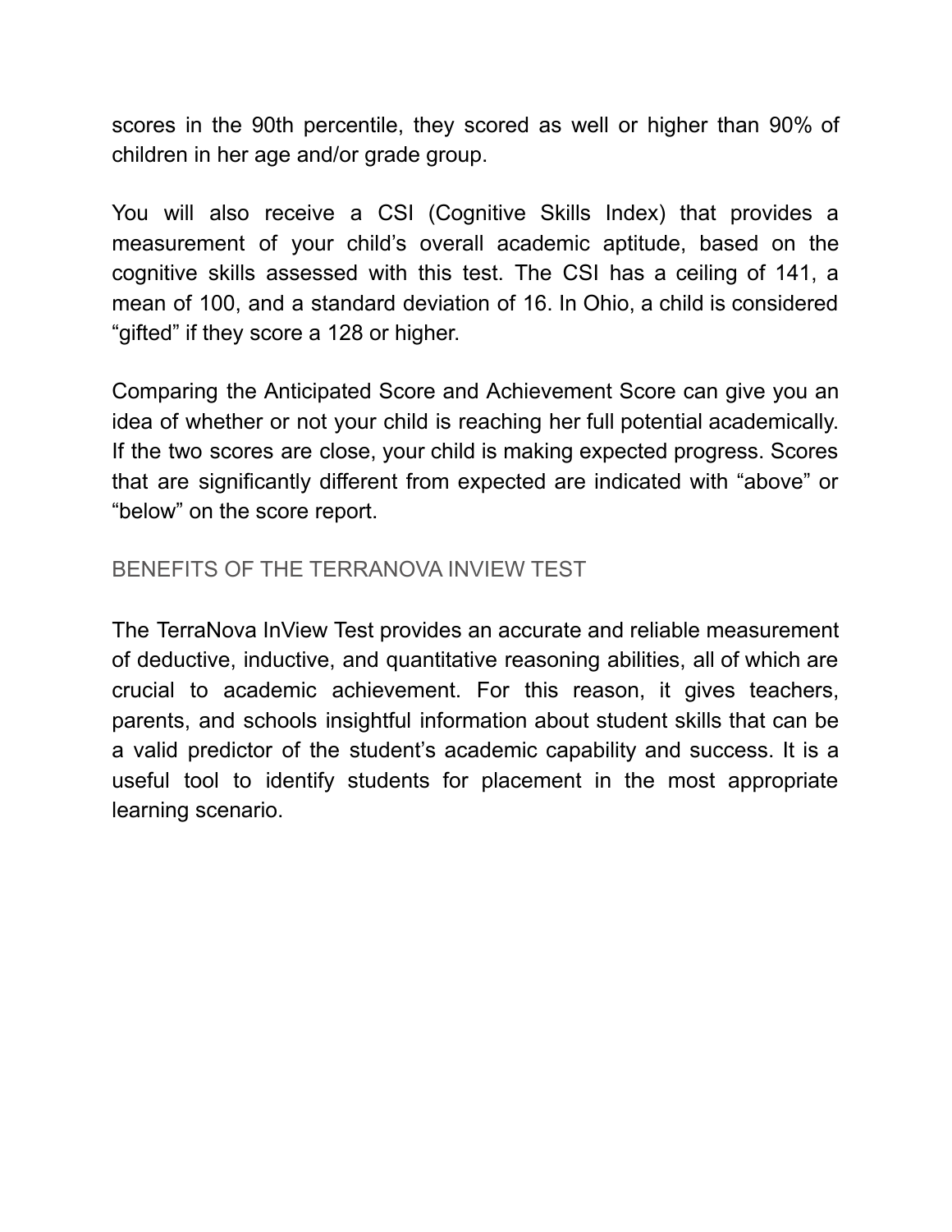scores in the 90th percentile, they scored as well or higher than 90% of children in her age and/or grade group.

You will also receive a CSI (Cognitive Skills Index) that provides a measurement of your child's overall academic aptitude, based on the cognitive skills assessed with this test. The CSI has a ceiling of 141, a mean of 100, and a standard deviation of 16. In Ohio, a child is considered "gifted" if they score a 128 or higher.

Comparing the Anticipated Score and Achievement Score can give you an idea of whether or not your child is reaching her full potential academically. If the two scores are close, your child is making expected progress. Scores that are significantly different from expected are indicated with "above" or "below" on the score report.

## BENEFITS OF THE TERRANOVA INVIEW TEST

The TerraNova InView Test provides an accurate and reliable measurement of deductive, inductive, and quantitative reasoning abilities, all of which are crucial to academic achievement. For this reason, it gives teachers, parents, and schools insightful information about student skills that can be a valid predictor of the student's academic capability and success. It is a useful tool to identify students for placement in the most appropriate learning scenario.